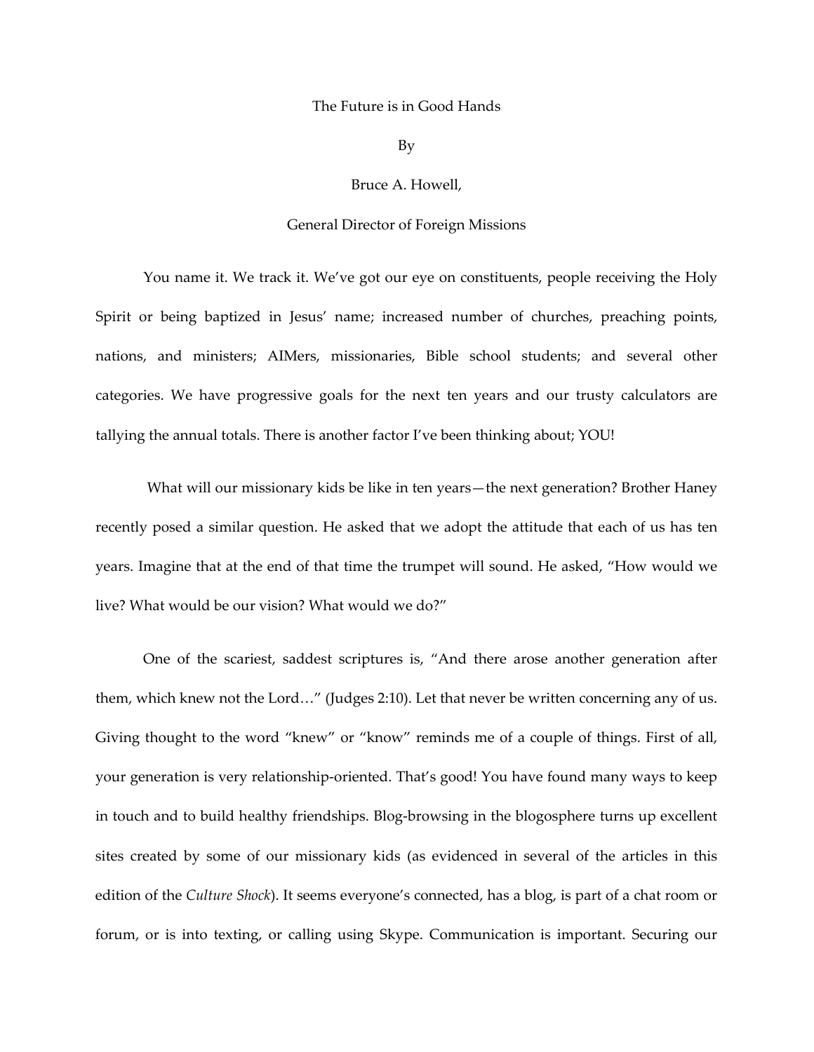# The Future is in Good Hands

By

Bruce A. Howell,

General Director of Foreign Missions

You name it. We track it. We've got our eye on constituents, people receiving the Holy Spirit or being baptized in Jesus' name; increased number of churches, preaching points, nations, and ministers; AIMers, missionaries, Bible school students; and several other categories. We have progressive goals for the next ten years and our trusty calculators are tallying the annual totals. There is another factor I've been thinking about; YOU!

What will our missionary kids be like in ten years—the next generation? Brother Haney recently posed a similar question. He asked that we adopt the attitude that each of us has ten years. Imagine that at the end of that time the trumpet will sound. He asked, "How would we live? What would be our vision? What would we do?"

One of the scariest, saddest scriptures is, "And there arose another generation after them, which knew not the Lord…" (Judges 2:10). Let that never be written concerning any of us. Giving thought to the word "knew" or "know" reminds me of a couple of things. First of all, your generation is very relationship-oriented. That's good! You have found many ways to keep in touch and to build healthy friendships. Blog-browsing in the blogosphere turns up excellent sites created by some of our missionary kids (as evidenced in several of the articles in this edition of the *Culture Shock*). It seems everyone's connected, has a blog, is part of a chat room or forum, or is into texting, or calling using Skype. Communication is important. Securing our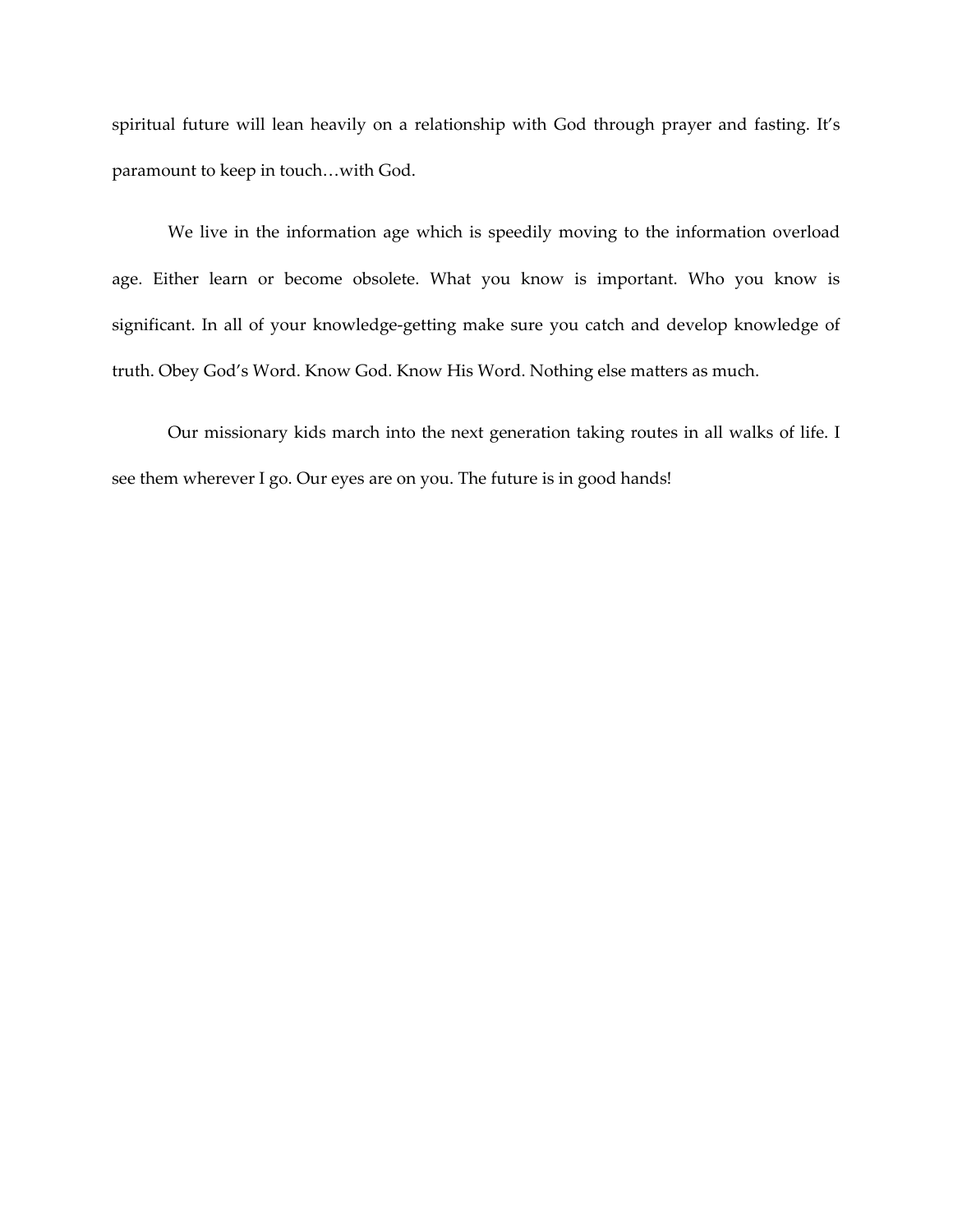spiritual future will lean heavily on a relationship with God through prayer and fasting. It's paramount to keep in touch…with God.

We live in the information age which is speedily moving to the information overload age. Either learn or become obsolete. What you know is important. Who you know is significant. In all of your knowledge-getting make sure you catch and develop knowledge of truth. Obey God's Word. Know God. Know His Word. Nothing else matters as much.

Our missionary kids march into the next generation taking routes in all walks of life. I see them wherever I go. Our eyes are on you. The future is in good hands!